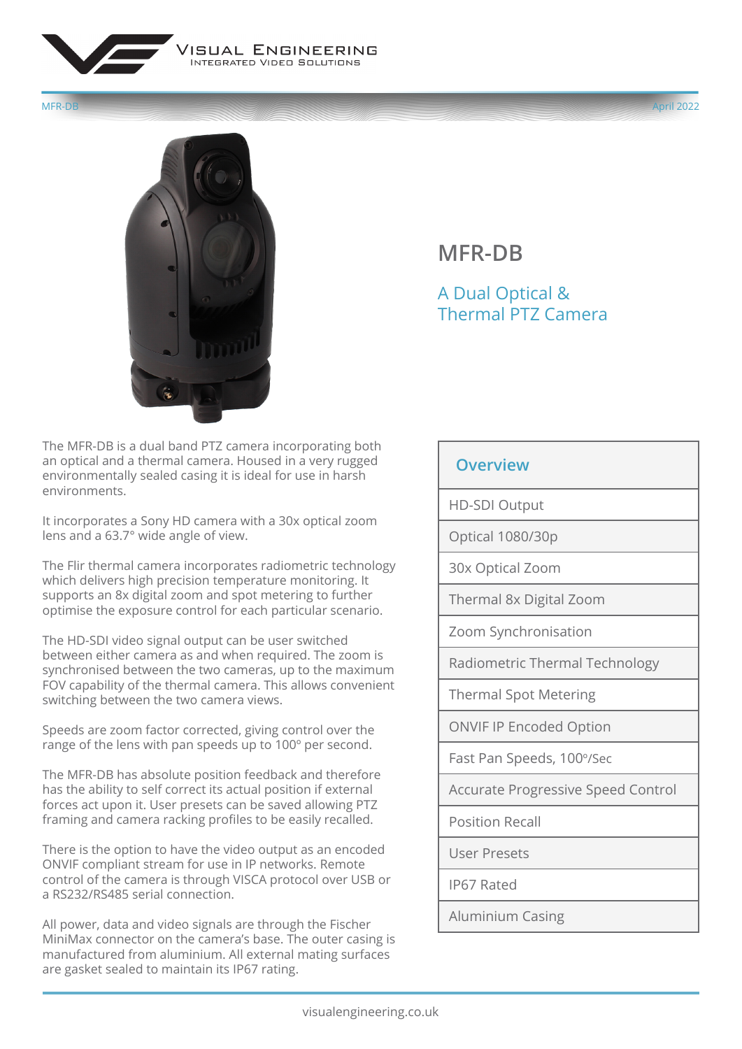# MFR-DB

## A Dual Optical & Thermal PTZ Camera

The MFR-DB is a dual band PTZ camera incorporating both an optical and a thermal camera. Housed in a very rugged environmentally sealed casing it is ideal for use in harsh environments.

It incorporates a Sony HD camera with a 30x optical zoom lens and a 63.7° wide angle of view.

The Flir thermal camera incorporates radiometric technology which delivers high precision temperature monitoring. It supports an 8x digital zoom and spot metering to further optimise the exposure control for each particular scenario.

The HD-SDI video signal output can be user switched between either camera as and when required. The zoom is synchronised between the two cameras, up to the maximum FOV capability of the thermal camera. This allows convenient switching between the two camera views.

Speeds are zoom factor corrected, giving control over the range of the lens with pan speeds up to 100º per second.

The MFR-DB has absolute position feedback and therefore has the ability to self correct its actual position if external forces act upon it. User presets can be saved allowing PTZ framing and camera racking profiles to be easily recalled.

There is the option to have the video output as an encoded ONVIF compliant stream for use in IP networks. Remote control of the camera is through VISCA protocol over USB or a RS232/RS485 serial connection.

All power, data and video signals are through the Fischer MiniMax connector on the camera's base. The outer casing is manufactured from aluminium. All external mating surfaces are gasket sealed to maintain its IP67 rating.

| Overview |
| --- |
| HD-SDI Output |
| Optical 1080/30p |
| 30x Optical Zoom |
| Thermal 8x Digital Zoom |
| Zoom Synchronisation |
| Radiometric Thermal Technology |
| Thermal Spot Metering |
| ONVIF IP Encoded Option |
| Fast Pan Speeds, 100º/Sec |
| Accurate Progressive Speed Control |
| Position Recall |
| User Presets |
| IP67 Rated |
| Aluminium Casing |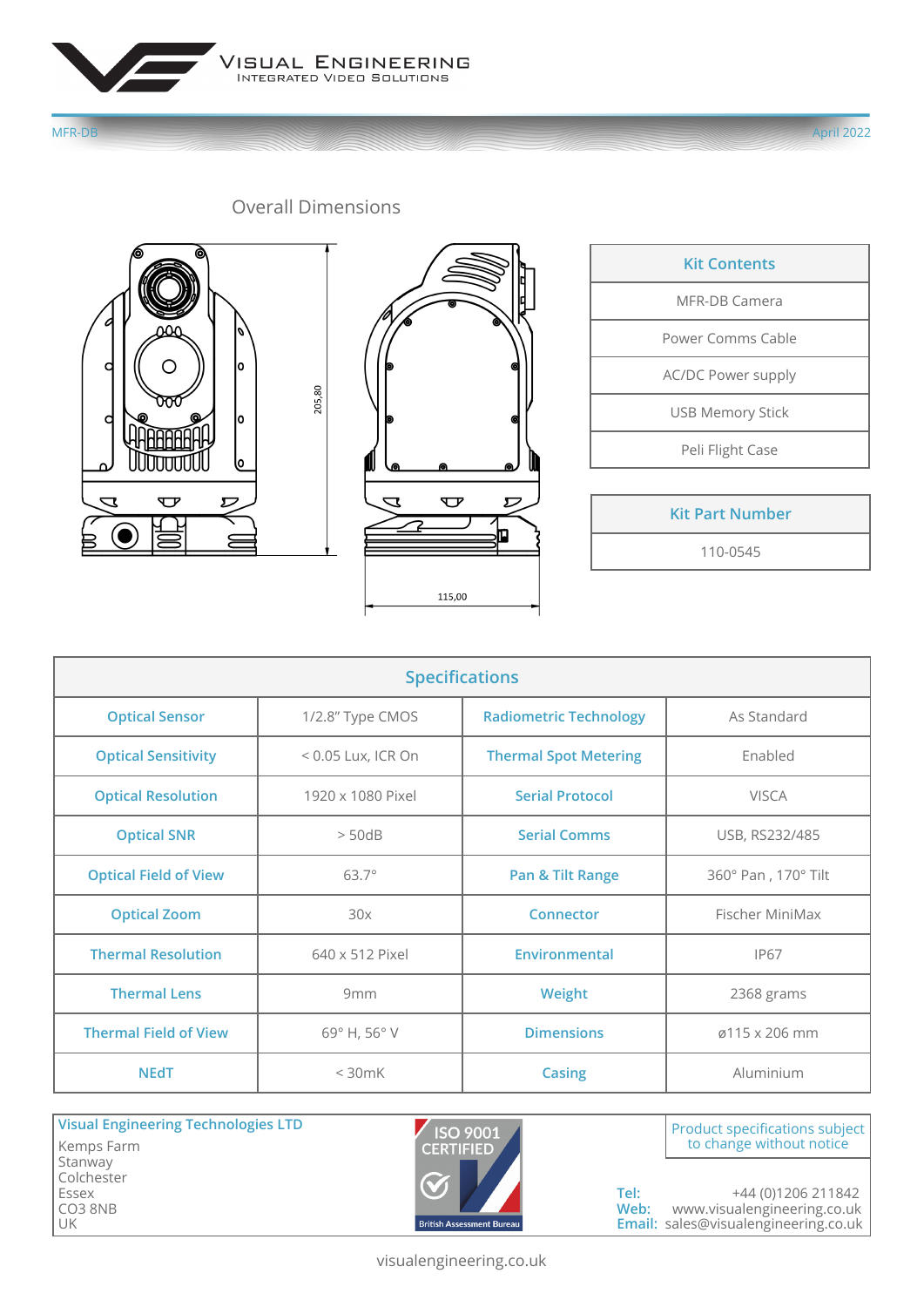## Overall Dimensions

205,80

115,00

| Kit Contents |
|---|
| MFR-DB Camera |
| Power Comms Cable |
| AC/DC Power supply |
| USB Memory Stick |
| Peli Flight Case |

| Kit Part Number |
|---|
| 110-0545 |

| Specifications | | | |
|---|---|---|---|
| Optical Sensor | 1/2.8" Type CMOS | Radiometric Technology | As Standard |
| Optical Sensitivity | < 0.05 Lux, ICR On | Thermal Spot Metering | Enabled |
| Optical Resolution | 1920 x 1080 Pixel | Serial Protocol | VISCA |
| Optical SNR | > 50dB | Serial Comms | USB, RS232/485 |
| Optical Field of View | 63.7° | Pan & Tilt Range | 360° Pan , 170° Tilt |
| Optical Zoom | 30x | Connector | Fischer MiniMax |
| Thermal Resolution | 640 x 512 Pixel | Environmental | IP67 |
| Thermal Lens | 9mm | Weight | 2368 grams |
| Thermal Field of View | 69° H, 56° V | Dimensions | ø115 x 206 mm |
| NEdT | < 30mK | Casing | Aluminium |

**Visual Engineering Technologies LTD**
Kemps Farm
Stanway
Colchester
Essex
CO3 8NB
UK

ISO 9001 CERTIFIED
British Assessment Bureau

Product specifications subject to change without notice

Tel: +44 (0)1206 211842
Web: www.visualengineering.co.uk
Email: sales@visualengineering.co.uk